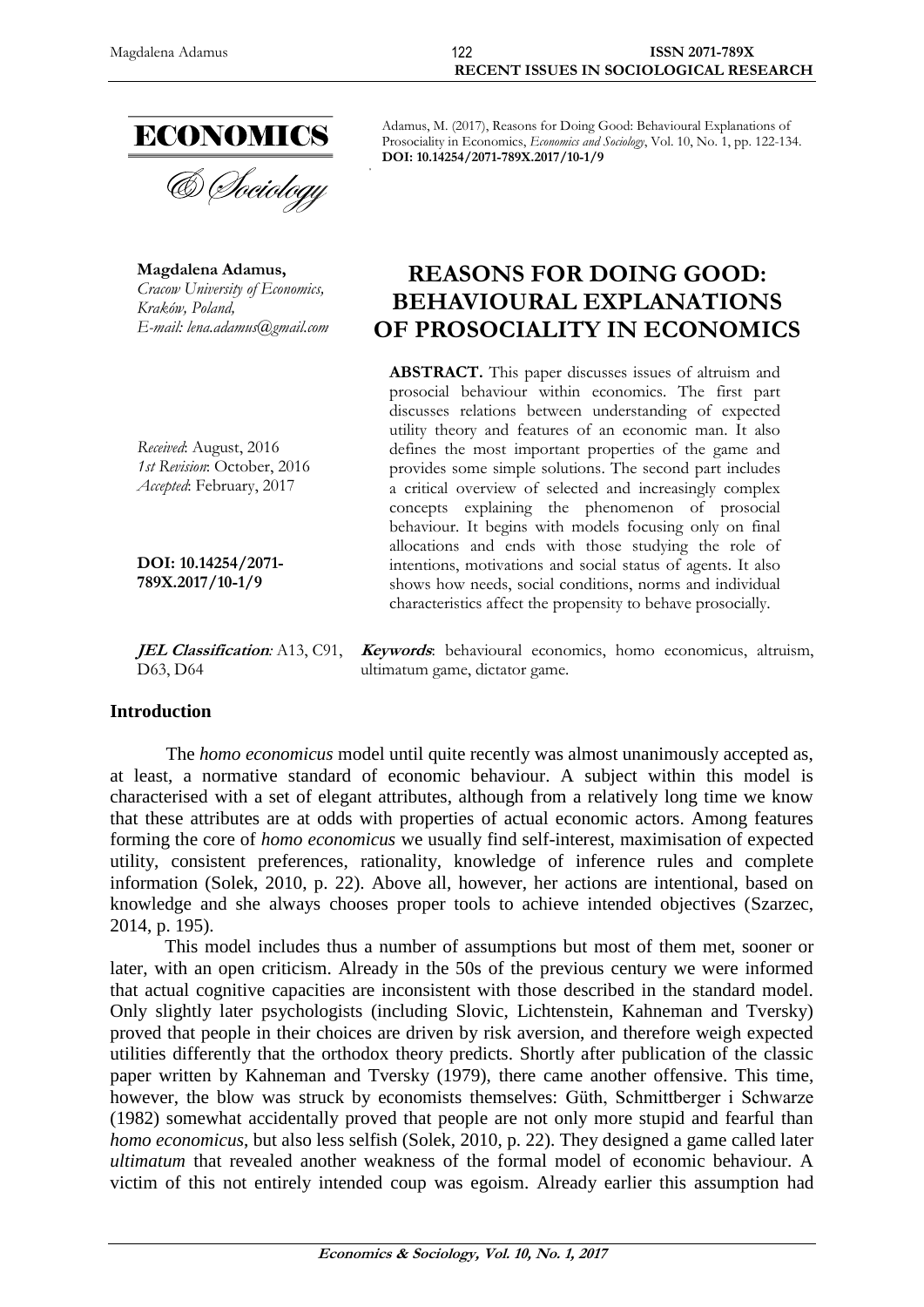Adamus, M. (2017), Reasons for Doing Good: Behavioural Explanations of Prosociality in Economics, *Economics and Sociology*, Vol. 10, No. 1, pp. 122-134. **DOI: 10.14254/2071-789X.2017/10-1/9**

**Magdalena Adamus,**
*Cracow University of Economics, Kraków, Poland,*
*E-mail: lena.adamus@gmail.com*

# REASONS FOR DOING GOOD: BEHAVIOURAL EXPLANATIONS OF PROSOCIALITY IN ECONOMICS

*Received*: August, 2016
*1st Revision*: October, 2016
*Accepted*: February, 2017

**DOI: 10.14254/2071-789X.2017/10-1/9**

**ABSTRACT.** This paper discusses issues of altruism and prosocial behaviour within economics. The first part discusses relations between understanding of expected utility theory and features of an economic man. It also defines the most important properties of the game and provides some simple solutions. The second part includes a critical overview of selected and increasingly complex concepts explaining the phenomenon of prosocial behaviour. It begins with models focusing only on final allocations and ends with those studying the role of intentions, motivations and social status of agents. It also shows how needs, social conditions, norms and individual characteristics affect the propensity to behave prosocially.

***JEL Classification*:** A13, C91, D63, D64

***Keywords***: behavioural economics, homo economicus, altruism, ultimatum game, dictator game.

## Introduction

The *homo economicus* model until quite recently was almost unanimously accepted as, at least, a normative standard of economic behaviour. A subject within this model is characterised with a set of elegant attributes, although from a relatively long time we know that these attributes are at odds with properties of actual economic actors. Among features forming the core of *homo economicus* we usually find self-interest, maximisation of expected utility, consistent preferences, rationality, knowledge of inference rules and complete information (Solek, 2010, p. 22). Above all, however, her actions are intentional, based on knowledge and she always chooses proper tools to achieve intended objectives (Szarzec, 2014, p. 195).

This model includes thus a number of assumptions but most of them met, sooner or later, with an open criticism. Already in the 50s of the previous century we were informed that actual cognitive capacities are inconsistent with those described in the standard model. Only slightly later psychologists (including Slovic, Lichtenstein, Kahneman and Tversky) proved that people in their choices are driven by risk aversion, and therefore weigh expected utilities differently that the orthodox theory predicts. Shortly after publication of the classic paper written by Kahneman and Tversky (1979), there came another offensive. This time, however, the blow was struck by economists themselves: Güth, Schmittberger i Schwarze (1982) somewhat accidentally proved that people are not only more stupid and fearful than *homo economicus*, but also less selfish (Solek, 2010, p. 22). They designed a game called later *ultimatum* that revealed another weakness of the formal model of economic behaviour. A victim of this not entirely intended coup was egoism. Already earlier this assumption had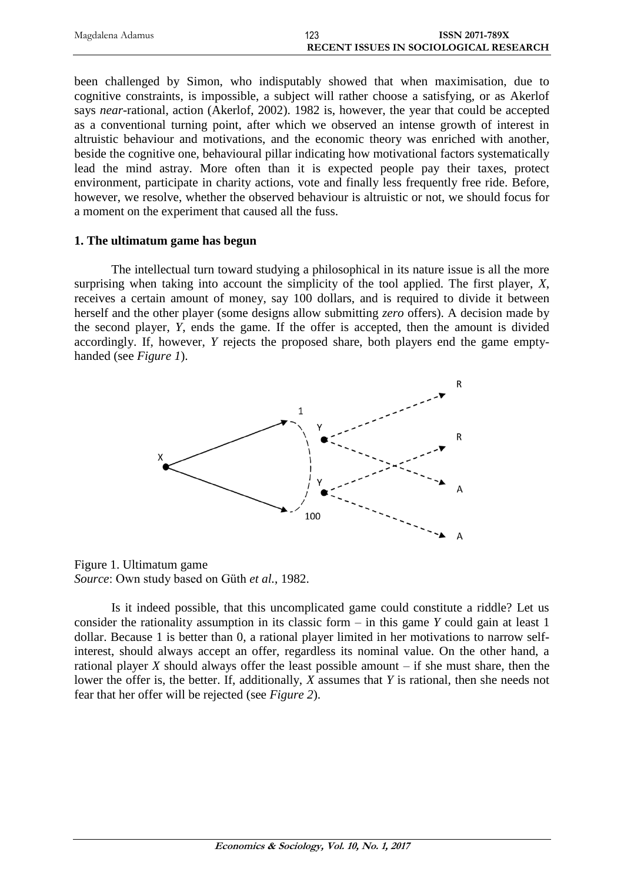been challenged by Simon, who indisputably showed that when maximisation, due to cognitive constraints, is impossible, a subject will rather choose a satisfying, or as Akerlof says *near*-rational, action (Akerlof, 2002). 1982 is, however, the year that could be accepted as a conventional turning point, after which we observed an intense growth of interest in altruistic behaviour and motivations, and the economic theory was enriched with another, beside the cognitive one, behavioural pillar indicating how motivational factors systematically lead the mind astray. More often than it is expected people pay their taxes, protect environment, participate in charity actions, vote and finally less frequently free ride. Before, however, we resolve, whether the observed behaviour is altruistic or not, we should focus for a moment on the experiment that caused all the fuss.

## 1. The ultimatum game has begun

The intellectual turn toward studying a philosophical in its nature issue is all the more surprising when taking into account the simplicity of the tool applied. The first player, *X*, receives a certain amount of money, say 100 dollars, and is required to divide it between herself and the other player (some designs allow submitting *zero* offers). A decision made by the second player, *Y*, ends the game. If the offer is accepted, then the amount is divided accordingly. If, however, *Y* rejects the proposed share, both players end the game empty-handed (see *Figure 1*).

Figure 1. Ultimatum game
*Source*: Own study based on Güth *et al.*, 1982.

Is it indeed possible, that this uncomplicated game could constitute a riddle? Let us consider the rationality assumption in its classic form – in this game *Y* could gain at least 1 dollar. Because 1 is better than 0, a rational player limited in her motivations to narrow self-interest, should always accept an offer, regardless its nominal value. On the other hand, a rational player *X* should always offer the least possible amount – if she must share, then the lower the offer is, the better. If, additionally, *X* assumes that *Y* is rational, then she needs not fear that her offer will be rejected (see *Figure 2*).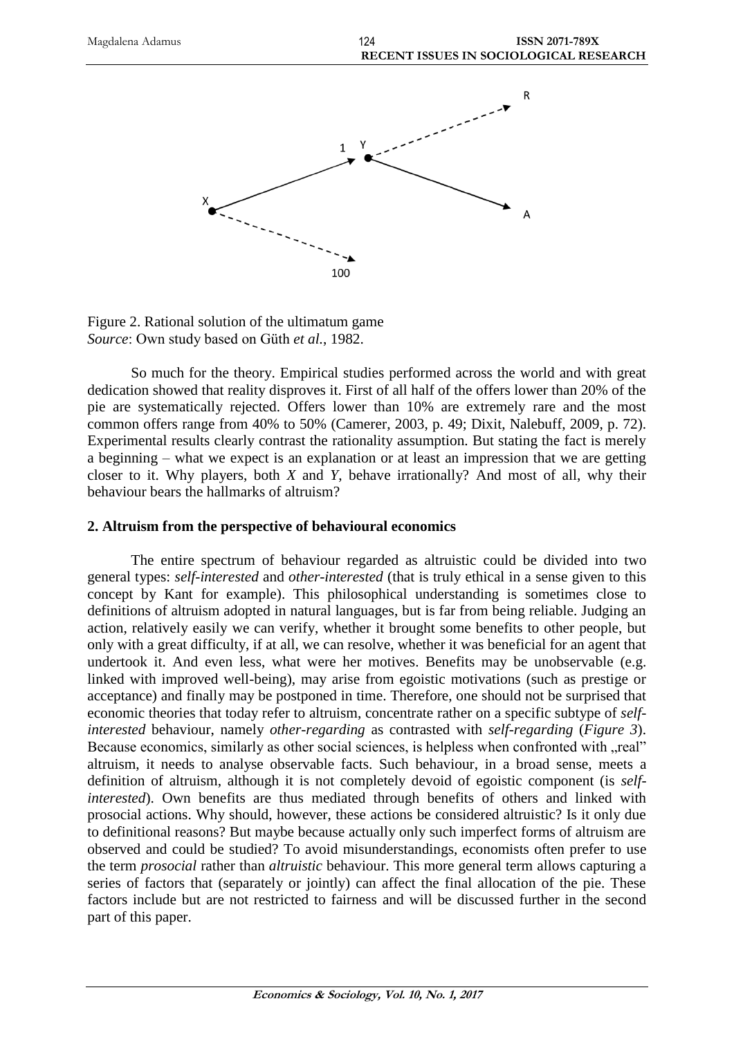Figure 2. Rational solution of the ultimatum game
*Source*: Own study based on Güth *et al*., 1982.

So much for the theory. Empirical studies performed across the world and with great dedication showed that reality disproves it. First of all half of the offers lower than 20% of the pie are systematically rejected. Offers lower than 10% are extremely rare and the most common offers range from 40% to 50% (Camerer, 2003, p. 49; Dixit, Nalebuff, 2009, p. 72). Experimental results clearly contrast the rationality assumption. But stating the fact is merely a beginning – what we expect is an explanation or at least an impression that we are getting closer to it. Why players, both *X* and *Y*, behave irrationally? And most of all, why their behaviour bears the hallmarks of altruism?

## 2. Altruism from the perspective of behavioural economics

The entire spectrum of behaviour regarded as altruistic could be divided into two general types: *self-interested* and *other-interested* (that is truly ethical in a sense given to this concept by Kant for example). This philosophical understanding is sometimes close to definitions of altruism adopted in natural languages, but is far from being reliable. Judging an action, relatively easily we can verify, whether it brought some benefits to other people, but only with a great difficulty, if at all, we can resolve, whether it was beneficial for an agent that undertook it. And even less, what were her motives. Benefits may be unobservable (e.g. linked with improved well-being), may arise from egoistic motivations (such as prestige or acceptance) and finally may be postponed in time. Therefore, one should not be surprised that economic theories that today refer to altruism, concentrate rather on a specific subtype of *self-interested* behaviour, namely *other-regarding* as contrasted with *self-regarding* (*Figure 3*). Because economics, similarly as other social sciences, is helpless when confronted with „real" altruism, it needs to analyse observable facts. Such behaviour, in a broad sense, meets a definition of altruism, although it is not completely devoid of egoistic component (is *self-interested*). Own benefits are thus mediated through benefits of others and linked with prosocial actions. Why should, however, these actions be considered altruistic? Is it only due to definitional reasons? But maybe because actually only such imperfect forms of altruism are observed and could be studied? To avoid misunderstandings, economists often prefer to use the term *prosocial* rather than *altruistic* behaviour. This more general term allows capturing a series of factors that (separately or jointly) can affect the final allocation of the pie. These factors include but are not restricted to fairness and will be discussed further in the second part of this paper.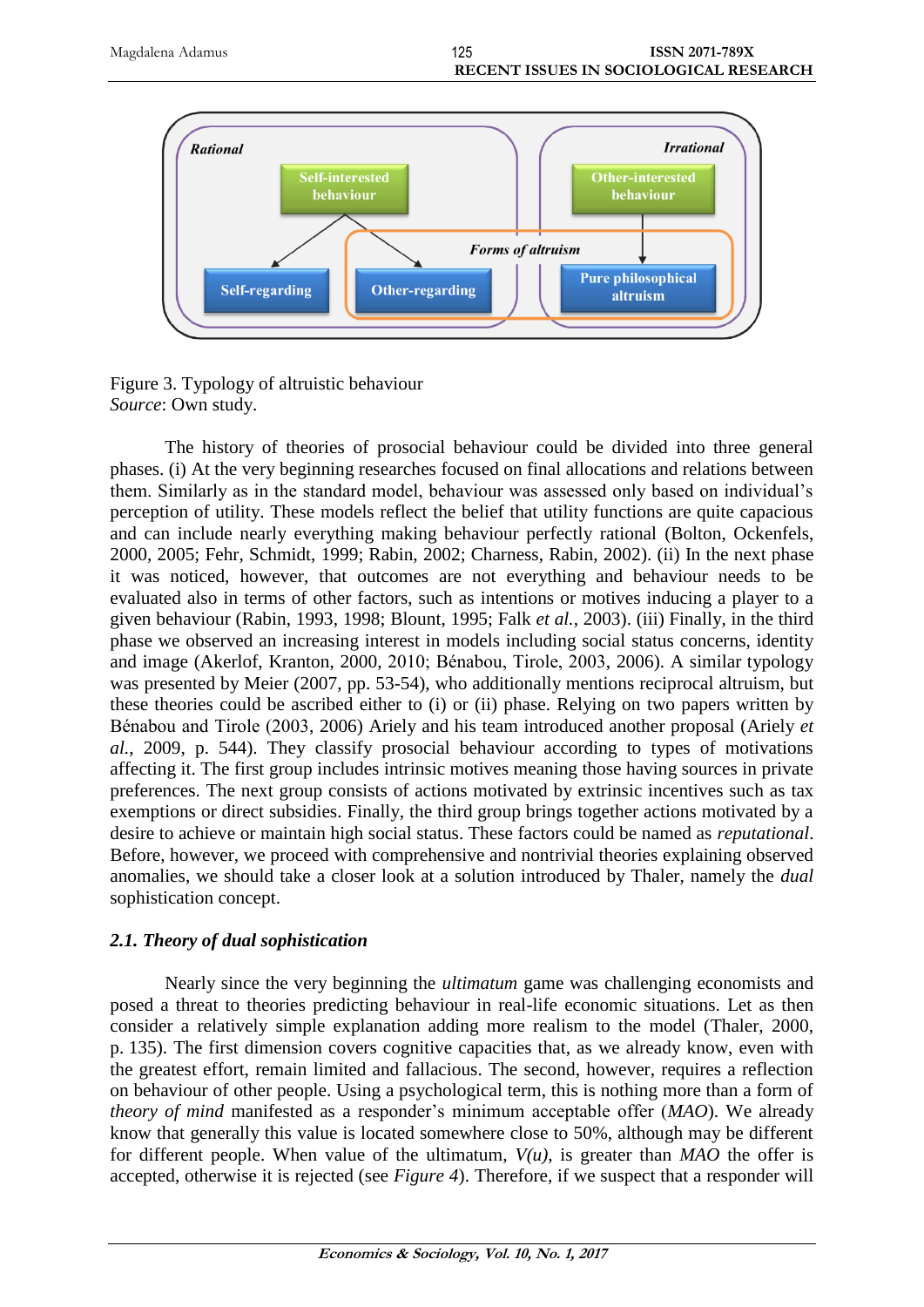Figure 3. Typology of altruistic behaviour
*Source*: Own study.

The history of theories of prosocial behaviour could be divided into three general phases. (i) At the very beginning researches focused on final allocations and relations between them. Similarly as in the standard model, behaviour was assessed only based on individual's perception of utility. These models reflect the belief that utility functions are quite capacious and can include nearly everything making behaviour perfectly rational (Bolton, Ockenfels, 2000, 2005; Fehr, Schmidt, 1999; Rabin, 2002; Charness, Rabin, 2002). (ii) In the next phase it was noticed, however, that outcomes are not everything and behaviour needs to be evaluated also in terms of other factors, such as intentions or motives inducing a player to a given behaviour (Rabin, 1993, 1998; Blount, 1995; Falk *et al.*, 2003). (iii) Finally, in the third phase we observed an increasing interest in models including social status concerns, identity and image (Akerlof, Kranton, 2000, 2010; Bénabou, Tirole, 2003, 2006). A similar typology was presented by Meier (2007, pp. 53-54), who additionally mentions reciprocal altruism, but these theories could be ascribed either to (i) or (ii) phase. Relying on two papers written by Bénabou and Tirole (2003, 2006) Ariely and his team introduced another proposal (Ariely *et al.*, 2009, p. 544). They classify prosocial behaviour according to types of motivations affecting it. The first group includes intrinsic motives meaning those having sources in private preferences. The next group consists of actions motivated by extrinsic incentives such as tax exemptions or direct subsidies. Finally, the third group brings together actions motivated by a desire to achieve or maintain high social status. These factors could be named as *reputational*. Before, however, we proceed with comprehensive and nontrivial theories explaining observed anomalies, we should take a closer look at a solution introduced by Thaler, namely the *dual* sophistication concept.

### *2.1. Theory of dual sophistication*

Nearly since the very beginning the *ultimatum* game was challenging economists and posed a threat to theories predicting behaviour in real-life economic situations. Let us then consider a relatively simple explanation adding more realism to the model (Thaler, 2000, p. 135). The first dimension covers cognitive capacities that, as we already know, even with the greatest effort, remain limited and fallacious. The second, however, requires a reflection on behaviour of other people. Using a psychological term, this is nothing more than a form of *theory of mind* manifested as a responder's minimum acceptable offer (*MAO*). We already know that generally this value is located somewhere close to 50%, although may be different for different people. When value of the ultimatum, $V(u)$, is greater than *MAO* the offer is accepted, otherwise it is rejected (see *Figure 4*). Therefore, if we suspect that a responder will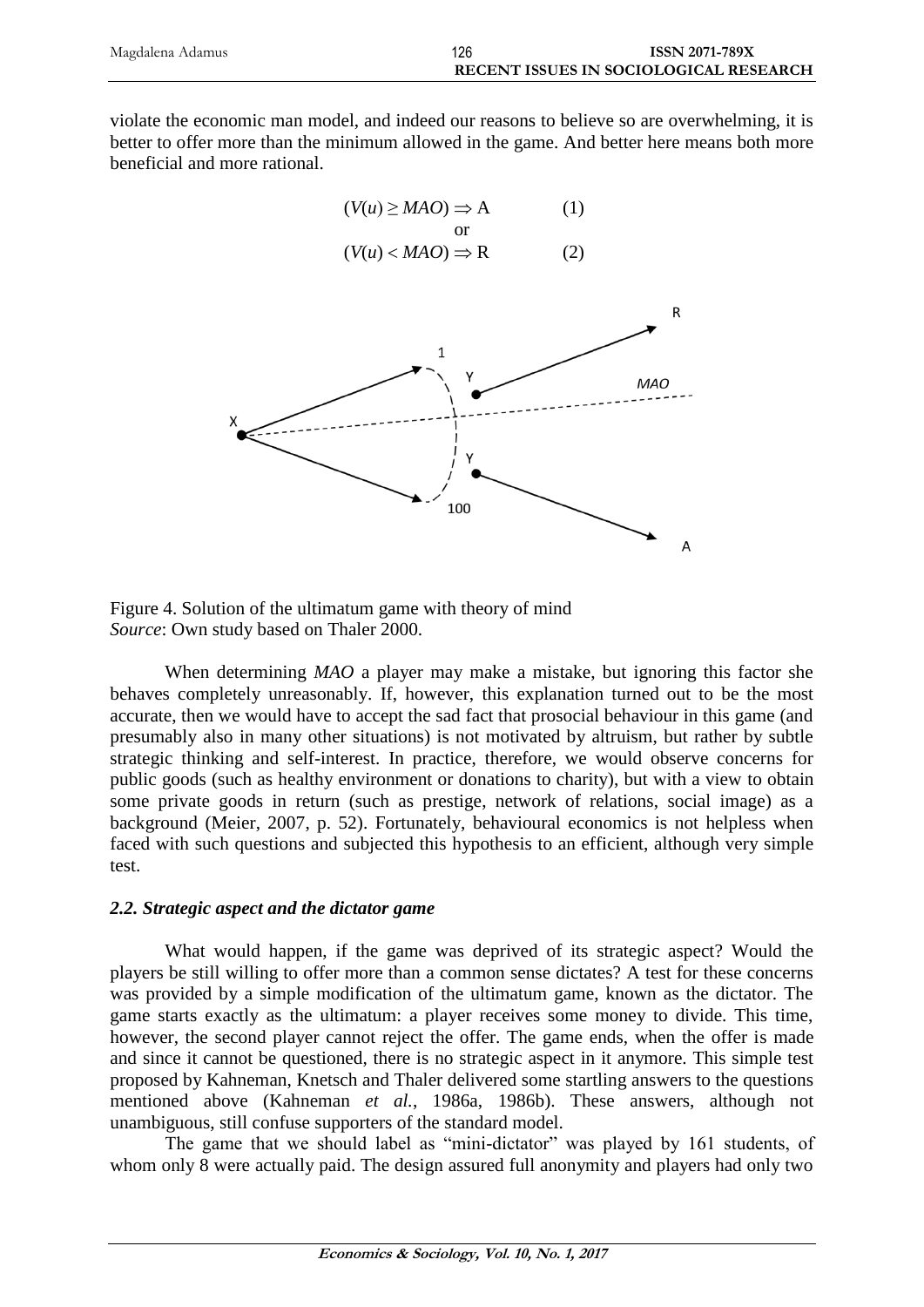violate the economic man model, and indeed our reasons to believe so are overwhelming, it is better to offer more than the minimum allowed in the game. And better here means both more beneficial and more rational.

$$(V(u) \geq MAO) \Rightarrow \mathrm{A} \quad (1)$$

or

$$(V(u) < MAO) \Rightarrow \mathrm{R} \quad (2)$$

Figure 4. Solution of the ultimatum game with theory of mind
*Source*: Own study based on Thaler 2000.

When determining *MAO* a player may make a mistake, but ignoring this factor she behaves completely unreasonably. If, however, this explanation turned out to be the most accurate, then we would have to accept the sad fact that prosocial behaviour in this game (and presumably also in many other situations) is not motivated by altruism, but rather by subtle strategic thinking and self-interest. In practice, therefore, we would observe concerns for public goods (such as healthy environment or donations to charity), but with a view to obtain some private goods in return (such as prestige, network of relations, social image) as a background (Meier, 2007, p. 52). Fortunately, behavioural economics is not helpless when faced with such questions and subjected this hypothesis to an efficient, although very simple test.

### *2.2. Strategic aspect and the dictator game*

What would happen, if the game was deprived of its strategic aspect? Would the players be still willing to offer more than a common sense dictates? A test for these concerns was provided by a simple modification of the ultimatum game, known as the dictator. The game starts exactly as the ultimatum: a player receives some money to divide. This time, however, the second player cannot reject the offer. The game ends, when the offer is made and since it cannot be questioned, there is no strategic aspect in it anymore. This simple test proposed by Kahneman, Knetsch and Thaler delivered some startling answers to the questions mentioned above (Kahneman *et al.*, 1986a, 1986b). These answers, although not unambiguous, still confuse supporters of the standard model.

The game that we should label as "mini-dictator" was played by 161 students, of whom only 8 were actually paid. The design assured full anonymity and players had only two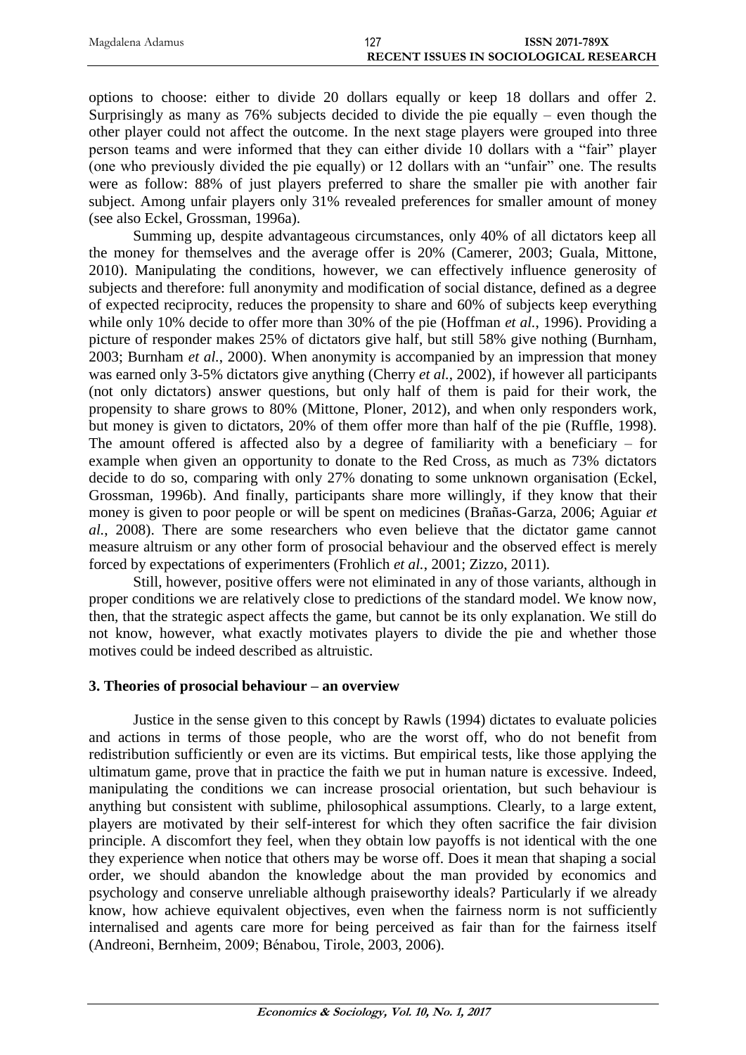options to choose: either to divide 20 dollars equally or keep 18 dollars and offer 2. Surprisingly as many as 76% subjects decided to divide the pie equally – even though the other player could not affect the outcome. In the next stage players were grouped into three person teams and were informed that they can either divide 10 dollars with a "fair" player (one who previously divided the pie equally) or 12 dollars with an "unfair" one. The results were as follow: 88% of just players preferred to share the smaller pie with another fair subject. Among unfair players only 31% revealed preferences for smaller amount of money (see also Eckel, Grossman, 1996a).

Summing up, despite advantageous circumstances, only 40% of all dictators keep all the money for themselves and the average offer is 20% (Camerer, 2003; Guala, Mittone, 2010). Manipulating the conditions, however, we can effectively influence generosity of subjects and therefore: full anonymity and modification of social distance, defined as a degree of expected reciprocity, reduces the propensity to share and 60% of subjects keep everything while only 10% decide to offer more than 30% of the pie (Hoffman *et al.*, 1996). Providing a picture of responder makes 25% of dictators give half, but still 58% give nothing (Burnham, 2003; Burnham *et al.*, 2000). When anonymity is accompanied by an impression that money was earned only 3-5% dictators give anything (Cherry *et al.*, 2002), if however all participants (not only dictators) answer questions, but only half of them is paid for their work, the propensity to share grows to 80% (Mittone, Ploner, 2012), and when only responders work, but money is given to dictators, 20% of them offer more than half of the pie (Ruffle, 1998). The amount offered is affected also by a degree of familiarity with a beneficiary – for example when given an opportunity to donate to the Red Cross, as much as 73% dictators decide to do so, comparing with only 27% donating to some unknown organisation (Eckel, Grossman, 1996b). And finally, participants share more willingly, if they know that their money is given to poor people or will be spent on medicines (Brañas-Garza, 2006; Aguiar *et al.*, 2008). There are some researchers who even believe that the dictator game cannot measure altruism or any other form of prosocial behaviour and the observed effect is merely forced by expectations of experimenters (Frohlich *et al.*, 2001; Zizzo, 2011).

Still, however, positive offers were not eliminated in any of those variants, although in proper conditions we are relatively close to predictions of the standard model. We know now, then, that the strategic aspect affects the game, but cannot be its only explanation. We still do not know, however, what exactly motivates players to divide the pie and whether those motives could be indeed described as altruistic.

## 3. Theories of prosocial behaviour – an overview

Justice in the sense given to this concept by Rawls (1994) dictates to evaluate policies and actions in terms of those people, who are the worst off, who do not benefit from redistribution sufficiently or even are its victims. But empirical tests, like those applying the ultimatum game, prove that in practice the faith we put in human nature is excessive. Indeed, manipulating the conditions we can increase prosocial orientation, but such behaviour is anything but consistent with sublime, philosophical assumptions. Clearly, to a large extent, players are motivated by their self-interest for which they often sacrifice the fair division principle. A discomfort they feel, when they obtain low payoffs is not identical with the one they experience when notice that others may be worse off. Does it mean that shaping a social order, we should abandon the knowledge about the man provided by economics and psychology and conserve unreliable although praiseworthy ideals? Particularly if we already know, how achieve equivalent objectives, even when the fairness norm is not sufficiently internalised and agents care more for being perceived as fair than for the fairness itself (Andreoni, Bernheim, 2009; Bénabou, Tirole, 2003, 2006).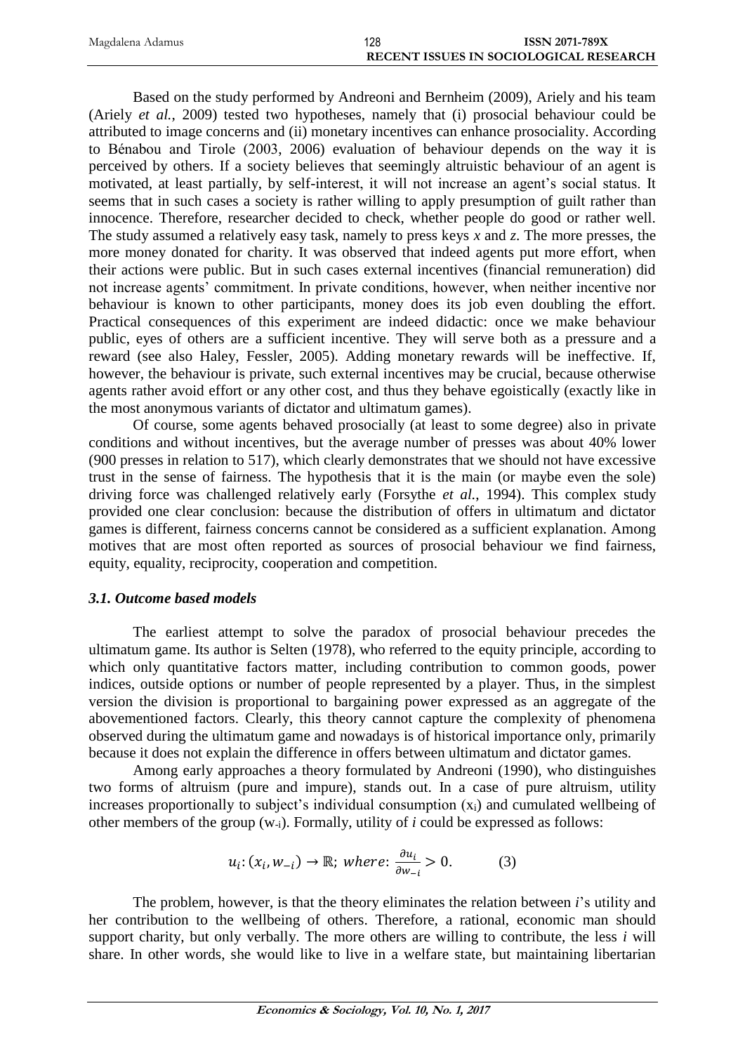Based on the study performed by Andreoni and Bernheim (2009), Ariely and his team (Ariely *et al.*, 2009) tested two hypotheses, namely that (i) prosocial behaviour could be attributed to image concerns and (ii) monetary incentives can enhance prosociality. According to Bénabou and Tirole (2003, 2006) evaluation of behaviour depends on the way it is perceived by others. If a society believes that seemingly altruistic behaviour of an agent is motivated, at least partially, by self-interest, it will not increase an agent's social status. It seems that in such cases a society is rather willing to apply presumption of guilt rather than innocence. Therefore, researcher decided to check, whether people do good or rather well. The study assumed a relatively easy task, namely to press keys *x* and *z*. The more presses, the more money donated for charity. It was observed that indeed agents put more effort, when their actions were public. But in such cases external incentives (financial remuneration) did not increase agents' commitment. In private conditions, however, when neither incentive nor behaviour is known to other participants, money does its job even doubling the effort. Practical consequences of this experiment are indeed didactic: once we make behaviour public, eyes of others are a sufficient incentive. They will serve both as a pressure and a reward (see also Haley, Fessler, 2005). Adding monetary rewards will be ineffective. If, however, the behaviour is private, such external incentives may be crucial, because otherwise agents rather avoid effort or any other cost, and thus they behave egoistically (exactly like in the most anonymous variants of dictator and ultimatum games).

Of course, some agents behaved prosocially (at least to some degree) also in private conditions and without incentives, but the average number of presses was about 40% lower (900 presses in relation to 517), which clearly demonstrates that we should not have excessive trust in the sense of fairness. The hypothesis that it is the main (or maybe even the sole) driving force was challenged relatively early (Forsythe *et al.*, 1994). This complex study provided one clear conclusion: because the distribution of offers in ultimatum and dictator games is different, fairness concerns cannot be considered as a sufficient explanation. Among motives that are most often reported as sources of prosocial behaviour we find fairness, equity, equality, reciprocity, cooperation and competition.

### *3.1. Outcome based models*

The earliest attempt to solve the paradox of prosocial behaviour precedes the ultimatum game. Its author is Selten (1978), who referred to the equity principle, according to which only quantitative factors matter, including contribution to common goods, power indices, outside options or number of people represented by a player. Thus, in the simplest version the division is proportional to bargaining power expressed as an aggregate of the abovementioned factors. Clearly, this theory cannot capture the complexity of phenomena observed during the ultimatum game and nowadays is of historical importance only, primarily because it does not explain the difference in offers between ultimatum and dictator games.

Among early approaches a theory formulated by Andreoni (1990), who distinguishes two forms of altruism (pure and impure), stands out. In a case of pure altruism, utility increases proportionally to subject's individual consumption ($x_i$) and cumulated wellbeing of other members of the group ($w_{-i}$). Formally, utility of *i* could be expressed as follows:

$$u_i\colon (x_i, w_{-i}) \rightarrow \mathbb{R};\ where\colon \frac{\partial u_i}{\partial w_{-i}} > 0. \qquad (3)$$

The problem, however, is that the theory eliminates the relation between *i*'s utility and her contribution to the wellbeing of others. Therefore, a rational, economic man should support charity, but only verbally. The more others are willing to contribute, the less *i* will share. In other words, she would like to live in a welfare state, but maintaining libertarian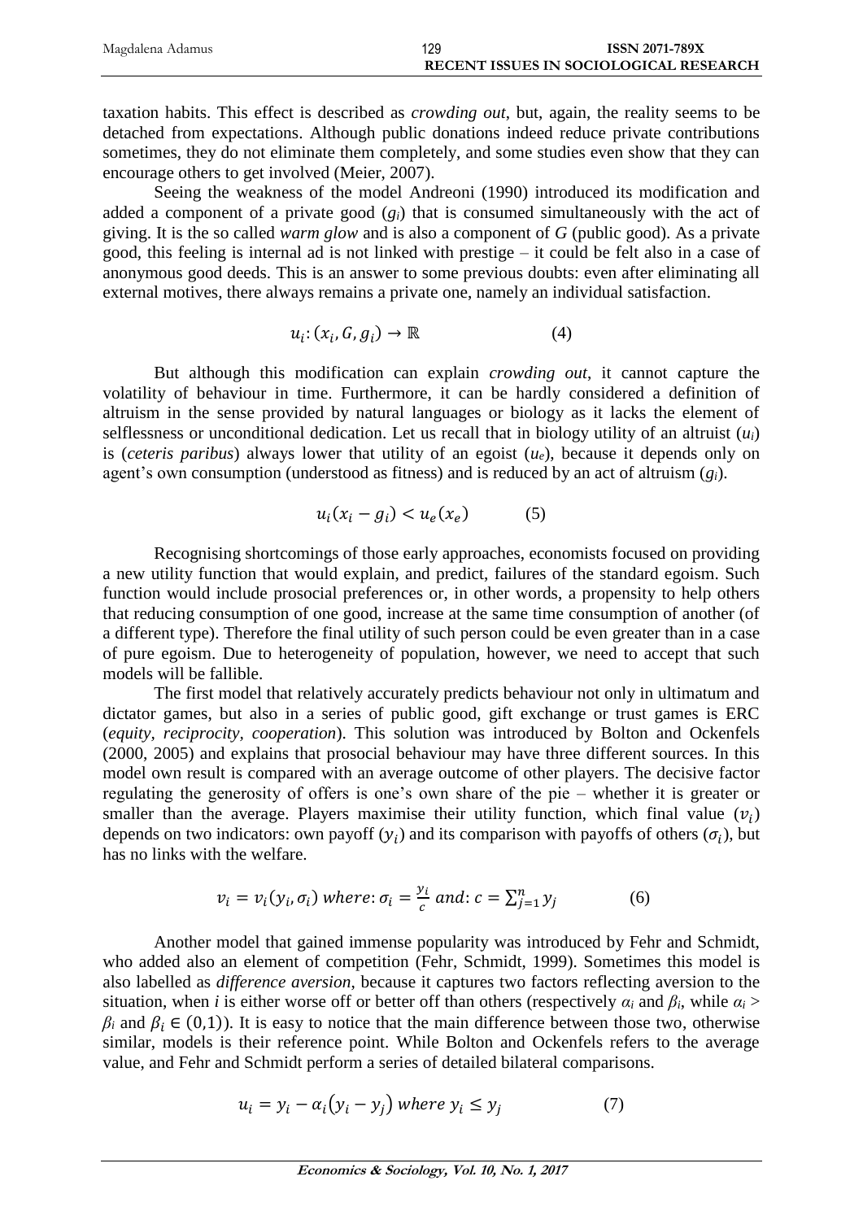taxation habits. This effect is described as *crowding out*, but, again, the reality seems to be detached from expectations. Although public donations indeed reduce private contributions sometimes, they do not eliminate them completely, and some studies even show that they can encourage others to get involved (Meier, 2007).

Seeing the weakness of the model Andreoni (1990) introduced its modification and added a component of a private good ($g_i$) that is consumed simultaneously with the act of giving. It is the so called *warm glow* and is also a component of *G* (public good). As a private good, this feeling is internal ad is not linked with prestige – it could be felt also in a case of anonymous good deeds. This is an answer to some previous doubts: even after eliminating all external motives, there always remains a private one, namely an individual satisfaction.

$$u_i\colon (x_i, G, g_i) \to \mathbb{R} \qquad (4)$$

But although this modification can explain *crowding out*, it cannot capture the volatility of behaviour in time. Furthermore, it can be hardly considered a definition of altruism in the sense provided by natural languages or biology as it lacks the element of selflessness or unconditional dedication. Let us recall that in biology utility of an altruist ($u_i$) is (*ceteris paribus*) always lower that utility of an egoist ($u_e$), because it depends only on agent's own consumption (understood as fitness) and is reduced by an act of altruism ($g_i$).

$$u_i(x_i - g_i) < u_e(x_e) \qquad (5)$$

Recognising shortcomings of those early approaches, economists focused on providing a new utility function that would explain, and predict, failures of the standard egoism. Such function would include prosocial preferences or, in other words, a propensity to help others that reducing consumption of one good, increase at the same time consumption of another (of a different type). Therefore the final utility of such person could be even greater than in a case of pure egoism. Due to heterogeneity of population, however, we need to accept that such models will be fallible.

The first model that relatively accurately predicts behaviour not only in ultimatum and dictator games, but also in a series of public good, gift exchange or trust games is ERC (*equity, reciprocity, cooperation*). This solution was introduced by Bolton and Ockenfels (2000, 2005) and explains that prosocial behaviour may have three different sources. In this model own result is compared with an average outcome of other players. The decisive factor regulating the generosity of offers is one's own share of the pie – whether it is greater or smaller than the average. Players maximise their utility function, which final value ($v_i$) depends on two indicators: own payoff ($y_i$) and its comparison with payoffs of others ($\sigma_i$), but has no links with the welfare.

$$v_i = v_i(y_i, \sigma_i) \; where\colon \sigma_i = \frac{y_i}{c} \; and\colon c = \sum_{j=1}^{n} y_j \qquad (6)$$

Another model that gained immense popularity was introduced by Fehr and Schmidt, who added also an element of competition (Fehr, Schmidt, 1999). Sometimes this model is also labelled as *difference aversion*, because it captures two factors reflecting aversion to the situation, when *i* is either worse off or better off than others (respectively $\alpha_i$ and $\beta_i$, while $\alpha_i > \beta_i$ and $\beta_i \in (0,1)$). It is easy to notice that the main difference between those two, otherwise similar, models is their reference point. While Bolton and Ockenfels refers to the average value, and Fehr and Schmidt perform a series of detailed bilateral comparisons.

$$u_i = y_i - \alpha_i(y_i - y_j) \; where \; y_i \leq y_j \qquad (7)$$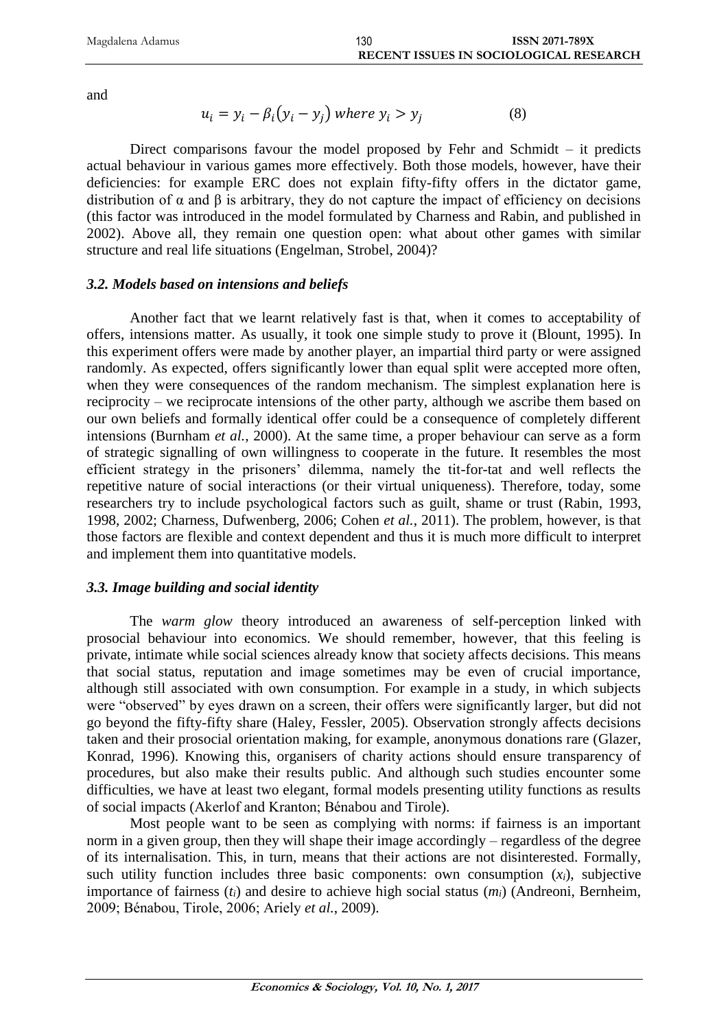and

$$u_i = y_i - \beta_i(y_i - y_j) \text{ where } y_i > y_j \tag{8}$$

Direct comparisons favour the model proposed by Fehr and Schmidt – it predicts actual behaviour in various games more effectively. Both those models, however, have their deficiencies: for example ERC does not explain fifty-fifty offers in the dictator game, distribution of α and β is arbitrary, they do not capture the impact of efficiency on decisions (this factor was introduced in the model formulated by Charness and Rabin, and published in 2002). Above all, they remain one question open: what about other games with similar structure and real life situations (Engelman, Strobel, 2004)?

### *3.2. Models based on intensions and beliefs*

Another fact that we learnt relatively fast is that, when it comes to acceptability of offers, intensions matter. As usually, it took one simple study to prove it (Blount, 1995). In this experiment offers were made by another player, an impartial third party or were assigned randomly. As expected, offers significantly lower than equal split were accepted more often, when they were consequences of the random mechanism. The simplest explanation here is reciprocity – we reciprocate intensions of the other party, although we ascribe them based on our own beliefs and formally identical offer could be a consequence of completely different intensions (Burnham *et al.*, 2000). At the same time, a proper behaviour can serve as a form of strategic signalling of own willingness to cooperate in the future. It resembles the most efficient strategy in the prisoners' dilemma, namely the tit-for-tat and well reflects the repetitive nature of social interactions (or their virtual uniqueness). Therefore, today, some researchers try to include psychological factors such as guilt, shame or trust (Rabin, 1993, 1998, 2002; Charness, Dufwenberg, 2006; Cohen *et al.*, 2011). The problem, however, is that those factors are flexible and context dependent and thus it is much more difficult to interpret and implement them into quantitative models.

### *3.3. Image building and social identity*

The *warm glow* theory introduced an awareness of self-perception linked with prosocial behaviour into economics. We should remember, however, that this feeling is private, intimate while social sciences already know that society affects decisions. This means that social status, reputation and image sometimes may be even of crucial importance, although still associated with own consumption. For example in a study, in which subjects were "observed" by eyes drawn on a screen, their offers were significantly larger, but did not go beyond the fifty-fifty share (Haley, Fessler, 2005). Observation strongly affects decisions taken and their prosocial orientation making, for example, anonymous donations rare (Glazer, Konrad, 1996). Knowing this, organisers of charity actions should ensure transparency of procedures, but also make their results public. And although such studies encounter some difficulties, we have at least two elegant, formal models presenting utility functions as results of social impacts (Akerlof and Kranton; Bénabou and Tirole).

Most people want to be seen as complying with norms: if fairness is an important norm in a given group, then they will shape their image accordingly – regardless of the degree of its internalisation. This, in turn, means that their actions are not disinterested. Formally, such utility function includes three basic components: own consumption ($x_i$), subjective importance of fairness ($t_i$) and desire to achieve high social status ($m_i$) (Andreoni, Bernheim, 2009; Bénabou, Tirole, 2006; Ariely *et al.*, 2009).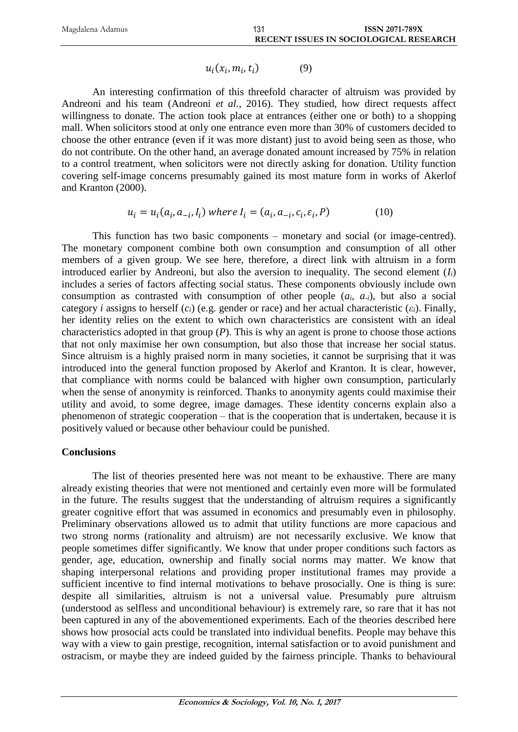$$u_i(x_i, m_i, t_i) \qquad (9)$$

An interesting confirmation of this threefold character of altruism was provided by Andreoni and his team (Andreoni *et al.*, 2016). They studied, how direct requests affect willingness to donate. The action took place at entrances (either one or both) to a shopping mall. When solicitors stood at only one entrance even more than 30% of customers decided to choose the other entrance (even if it was more distant) just to avoid being seen as those, who do not contribute. On the other hand, an average donated amount increased by 75% in relation to a control treatment, when solicitors were not directly asking for donation. Utility function covering self-image concerns presumably gained its most mature form in works of Akerlof and Kranton (2000).

$$u_i = u_i(a_i, a_{-i}, I_i) \text{ where } I_i = (a_i, a_{-i}, c_i, \varepsilon_i, P) \qquad (10)$$

This function has two basic components – monetary and social (or image-centred). The monetary component combine both own consumption and consumption of all other members of a given group. We see here, therefore, a direct link with altruism in a form introduced earlier by Andreoni, but also the aversion to inequality. The second element ($I_i$) includes a series of factors affecting social status. These components obviously include own consumption as contrasted with consumption of other people ($a_i$, $a_{-i}$), but also a social category $i$ assigns to herself ($c_i$) (e.g. gender or race) and her actual characteristic ($\varepsilon_i$). Finally, her identity relies on the extent to which own characteristics are consistent with an ideal characteristics adopted in that group ($P$). This is why an agent is prone to choose those actions that not only maximise her own consumption, but also those that increase her social status. Since altruism is a highly praised norm in many societies, it cannot be surprising that it was introduced into the general function proposed by Akerlof and Kranton. It is clear, however, that compliance with norms could be balanced with higher own consumption, particularly when the sense of anonymity is reinforced. Thanks to anonymity agents could maximise their utility and avoid, to some degree, image damages. These identity concerns explain also a phenomenon of strategic cooperation – that is the cooperation that is undertaken, because it is positively valued or because other behaviour could be punished.

## Conclusions

The list of theories presented here was not meant to be exhaustive. There are many already existing theories that were not mentioned and certainly even more will be formulated in the future. The results suggest that the understanding of altruism requires a significantly greater cognitive effort that was assumed in economics and presumably even in philosophy. Preliminary observations allowed us to admit that utility functions are more capacious and two strong norms (rationality and altruism) are not necessarily exclusive. We know that people sometimes differ significantly. We know that under proper conditions such factors as gender, age, education, ownership and finally social norms may matter. We know that shaping interpersonal relations and providing proper institutional frames may provide a sufficient incentive to find internal motivations to behave prosocially. One is thing is sure: despite all similarities, altruism is not a universal value. Presumably pure altruism (understood as selfless and unconditional behaviour) is extremely rare, so rare that it has not been captured in any of the abovementioned experiments. Each of the theories described here shows how prosocial acts could be translated into individual benefits. People may behave this way with a view to gain prestige, recognition, internal satisfaction or to avoid punishment and ostracism, or maybe they are indeed guided by the fairness principle. Thanks to behavioural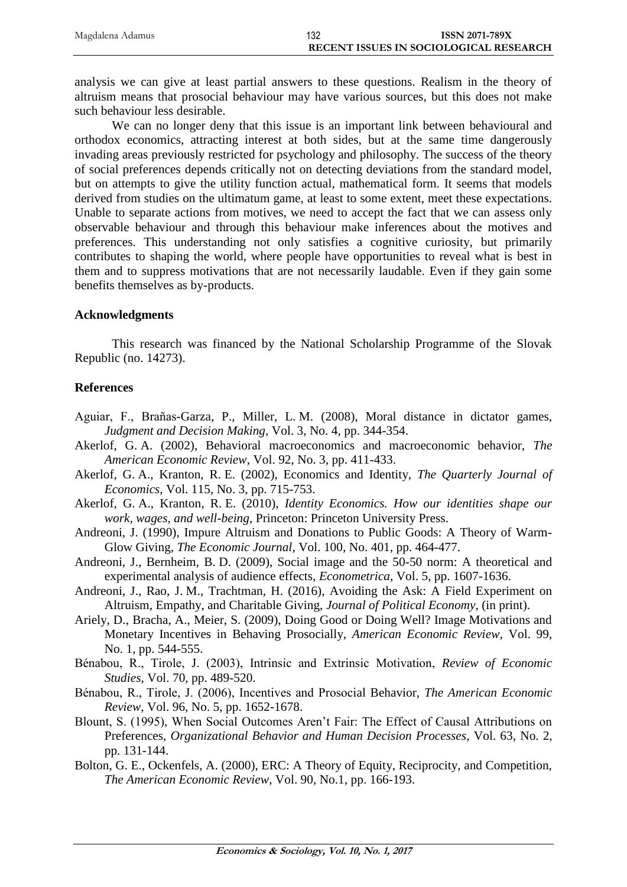analysis we can give at least partial answers to these questions. Realism in the theory of altruism means that prosocial behaviour may have various sources, but this does not make such behaviour less desirable.

We can no longer deny that this issue is an important link between behavioural and orthodox economics, attracting interest at both sides, but at the same time dangerously invading areas previously restricted for psychology and philosophy. The success of the theory of social preferences depends critically not on detecting deviations from the standard model, but on attempts to give the utility function actual, mathematical form. It seems that models derived from studies on the ultimatum game, at least to some extent, meet these expectations. Unable to separate actions from motives, we need to accept the fact that we can assess only observable behaviour and through this behaviour make inferences about the motives and preferences. This understanding not only satisfies a cognitive curiosity, but primarily contributes to shaping the world, where people have opportunities to reveal what is best in them and to suppress motivations that are not necessarily laudable. Even if they gain some benefits themselves as by-products.

## Acknowledgments

This research was financed by the National Scholarship Programme of the Slovak Republic (no. 14273).

## References

Aguiar, F., Brañas-Garza, P., Miller, L. M. (2008), Moral distance in dictator games, *Judgment and Decision Making*, Vol. 3, No. 4, pp. 344-354.

Akerlof, G. A. (2002), Behavioral macroeconomics and macroeconomic behavior, *The American Economic Review*, Vol. 92, No. 3, pp. 411-433.

Akerlof, G. A., Kranton, R. E. (2002), Economics and Identity, *The Quarterly Journal of Economics*, Vol. 115, No. 3, pp. 715-753.

Akerlof, G. A., Kranton, R. E. (2010), *Identity Economics. How our identities shape our work, wages, and well-being*, Princeton: Princeton University Press.

Andreoni, J. (1990), Impure Altruism and Donations to Public Goods: A Theory of Warm-Glow Giving, *The Economic Journal*, Vol. 100, No. 401, pp. 464-477.

Andreoni, J., Bernheim, B. D. (2009), Social image and the 50-50 norm: A theoretical and experimental analysis of audience effects, *Econometrica*, Vol. 5, pp. 1607-1636.

Andreoni, J., Rao, J. M., Trachtman, H. (2016), Avoiding the Ask: A Field Experiment on Altruism, Empathy, and Charitable Giving, *Journal of Political Economy*, (in print).

Ariely, D., Bracha, A., Meier, S. (2009), Doing Good or Doing Well? Image Motivations and Monetary Incentives in Behaving Prosocially, *American Economic Review*, Vol. 99, No. 1, pp. 544-555.

Bénabou, R., Tirole, J. (2003), Intrinsic and Extrinsic Motivation, *Review of Economic Studies*, Vol. 70, pp. 489-520.

Bénabou, R., Tirole, J. (2006), Incentives and Prosocial Behavior, *The American Economic Review*, Vol. 96, No. 5, pp. 1652-1678.

Blount, S. (1995), When Social Outcomes Aren't Fair: The Effect of Causal Attributions on Preferences, *Organizational Behavior and Human Decision Processes*, Vol. 63, No. 2, pp. 131-144.

Bolton, G. E., Ockenfels, A. (2000), ERC: A Theory of Equity, Reciprocity, and Competition, *The American Economic Review*, Vol. 90, No.1, pp. 166-193.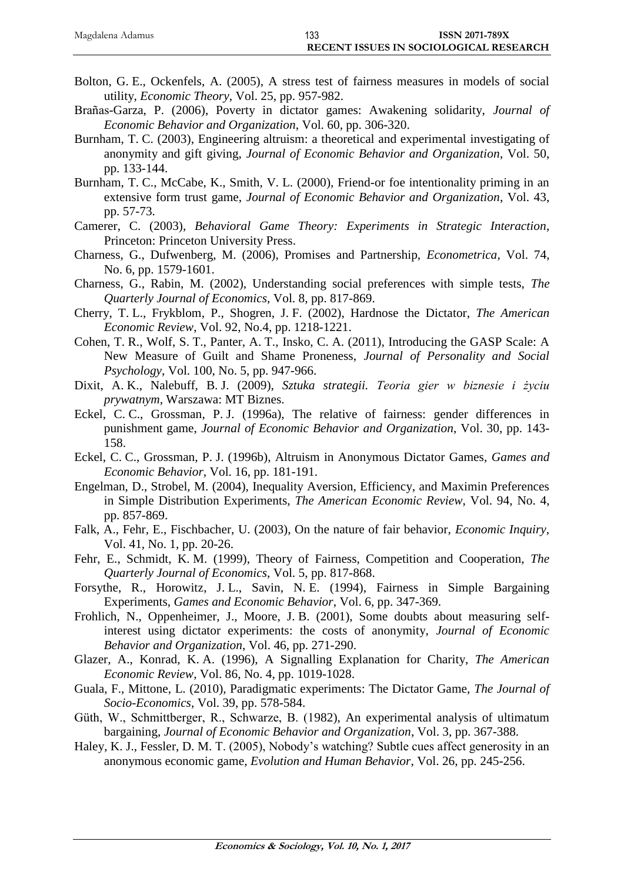Bolton, G. E., Ockenfels, A. (2005), A stress test of fairness measures in models of social utility, *Economic Theory*, Vol. 25, pp. 957-982.

Brañas-Garza, P. (2006), Poverty in dictator games: Awakening solidarity, *Journal of Economic Behavior and Organization*, Vol. 60, pp. 306-320.

Burnham, T. C. (2003), Engineering altruism: a theoretical and experimental investigating of anonymity and gift giving, *Journal of Economic Behavior and Organization*, Vol. 50, pp. 133-144.

Burnham, T. C., McCabe, K., Smith, V. L. (2000), Friend-or foe intentionality priming in an extensive form trust game, *Journal of Economic Behavior and Organization*, Vol. 43, pp. 57-73.

Camerer, C. (2003), *Behavioral Game Theory: Experiments in Strategic Interaction*, Princeton: Princeton University Press.

Charness, G., Dufwenberg, M. (2006), Promises and Partnership, *Econometrica*, Vol. 74, No. 6, pp. 1579-1601.

Charness, G., Rabin, M. (2002), Understanding social preferences with simple tests, *The Quarterly Journal of Economics*, Vol. 8, pp. 817-869.

Cherry, T. L., Frykblom, P., Shogren, J. F. (2002), Hardnose the Dictator, *The American Economic Review*, Vol. 92, No.4, pp. 1218-1221.

Cohen, T. R., Wolf, S. T., Panter, A. T., Insko, C. A. (2011), Introducing the GASP Scale: A New Measure of Guilt and Shame Proneness, *Journal of Personality and Social Psychology*, Vol. 100, No. 5, pp. 947-966.

Dixit, A. K., Nalebuff, B. J. (2009), *Sztuka strategii. Teoria gier w biznesie i życiu prywatnym*, Warszawa: MT Biznes.

Eckel, C. C., Grossman, P. J. (1996a), The relative of fairness: gender differences in punishment game, *Journal of Economic Behavior and Organization*, Vol. 30, pp. 143-158.

Eckel, C. C., Grossman, P. J. (1996b), Altruism in Anonymous Dictator Games, *Games and Economic Behavior*, Vol. 16, pp. 181-191.

Engelman, D., Strobel, M. (2004), Inequality Aversion, Efficiency, and Maximin Preferences in Simple Distribution Experiments, *The American Economic Review*, Vol. 94, No. 4, pp. 857-869.

Falk, A., Fehr, E., Fischbacher, U. (2003), On the nature of fair behavior, *Economic Inquiry*, Vol. 41, No. 1, pp. 20-26.

Fehr, E., Schmidt, K. M. (1999), Theory of Fairness, Competition and Cooperation, *The Quarterly Journal of Economics*, Vol. 5, pp. 817-868.

Forsythe, R., Horowitz, J. L., Savin, N. E. (1994), Fairness in Simple Bargaining Experiments, *Games and Economic Behavior*, Vol. 6, pp. 347-369.

Frohlich, N., Oppenheimer, J., Moore, J. B. (2001), Some doubts about measuring self-interest using dictator experiments: the costs of anonymity, *Journal of Economic Behavior and Organization*, Vol. 46, pp. 271-290.

Glazer, A., Konrad, K. A. (1996), A Signalling Explanation for Charity, *The American Economic Review*, Vol. 86, No. 4, pp. 1019-1028.

Guala, F., Mittone, L. (2010), Paradigmatic experiments: The Dictator Game, *The Journal of Socio-Economics*, Vol. 39, pp. 578-584.

Güth, W., Schmittberger, R., Schwarze, B. (1982), An experimental analysis of ultimatum bargaining, *Journal of Economic Behavior and Organization*, Vol. 3, pp. 367-388.

Haley, K. J., Fessler, D. M. T. (2005), Nobody's watching? Subtle cues affect generosity in an anonymous economic game, *Evolution and Human Behavior*, Vol. 26, pp. 245-256.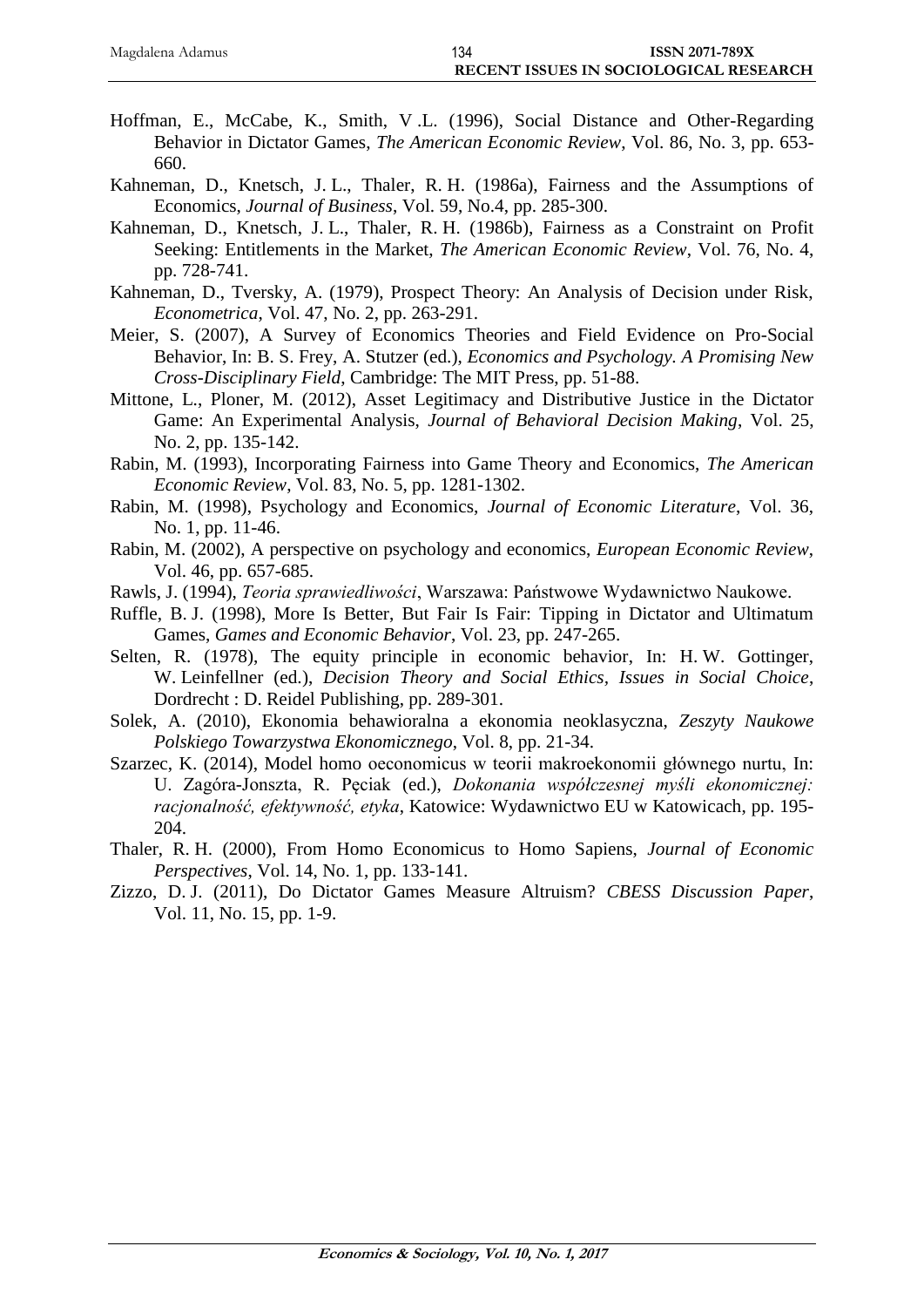Hoffman, E., McCabe, K., Smith, V .L. (1996), Social Distance and Other-Regarding Behavior in Dictator Games, *The American Economic Review*, Vol. 86, No. 3, pp. 653-660.

Kahneman, D., Knetsch, J. L., Thaler, R. H. (1986a), Fairness and the Assumptions of Economics, *Journal of Business*, Vol. 59, No.4, pp. 285-300.

Kahneman, D., Knetsch, J. L., Thaler, R. H. (1986b), Fairness as a Constraint on Profit Seeking: Entitlements in the Market, *The American Economic Review*, Vol. 76, No. 4, pp. 728-741.

Kahneman, D., Tversky, A. (1979), Prospect Theory: An Analysis of Decision under Risk, *Econometrica*, Vol. 47, No. 2, pp. 263-291.

Meier, S. (2007), A Survey of Economics Theories and Field Evidence on Pro-Social Behavior, In: B. S. Frey, A. Stutzer (ed.), *Economics and Psychology. A Promising New Cross-Disciplinary Field*, Cambridge: The MIT Press, pp. 51-88.

Mittone, L., Ploner, M. (2012), Asset Legitimacy and Distributive Justice in the Dictator Game: An Experimental Analysis, *Journal of Behavioral Decision Making*, Vol. 25, No. 2, pp. 135-142.

Rabin, M. (1993), Incorporating Fairness into Game Theory and Economics, *The American Economic Review*, Vol. 83, No. 5, pp. 1281-1302.

Rabin, M. (1998), Psychology and Economics, *Journal of Economic Literature*, Vol. 36, No. 1, pp. 11-46.

Rabin, M. (2002), A perspective on psychology and economics, *European Economic Review*, Vol. 46, pp. 657-685.

Rawls, J. (1994), *Teoria sprawiedliwości*, Warszawa: Państwowe Wydawnictwo Naukowe.

Ruffle, B. J. (1998), More Is Better, But Fair Is Fair: Tipping in Dictator and Ultimatum Games, *Games and Economic Behavior*, Vol. 23, pp. 247-265.

Selten, R. (1978), The equity principle in economic behavior, In: H. W. Gottinger, W. Leinfellner (ed.), *Decision Theory and Social Ethics, Issues in Social Choice*, Dordrecht : D. Reidel Publishing, pp. 289-301.

Solek, A. (2010), Ekonomia behawioralna a ekonomia neoklasyczna, *Zeszyty Naukowe Polskiego Towarzystwa Ekonomicznego*, Vol. 8, pp. 21-34.

Szarzec, K. (2014), Model homo oeconomicus w teorii makroekonomii głównego nurtu, In: U. Zagóra-Jonszta, R. Pęciak (ed.), *Dokonania współczesnej myśli ekonomicznej: racjonalność, efektywność, etyka*, Katowice: Wydawnictwo EU w Katowicach, pp. 195-204.

Thaler, R. H. (2000), From Homo Economicus to Homo Sapiens, *Journal of Economic Perspectives*, Vol. 14, No. 1, pp. 133-141.

Zizzo, D. J. (2011), Do Dictator Games Measure Altruism? *CBESS Discussion Paper*, Vol. 11, No. 15, pp. 1-9.